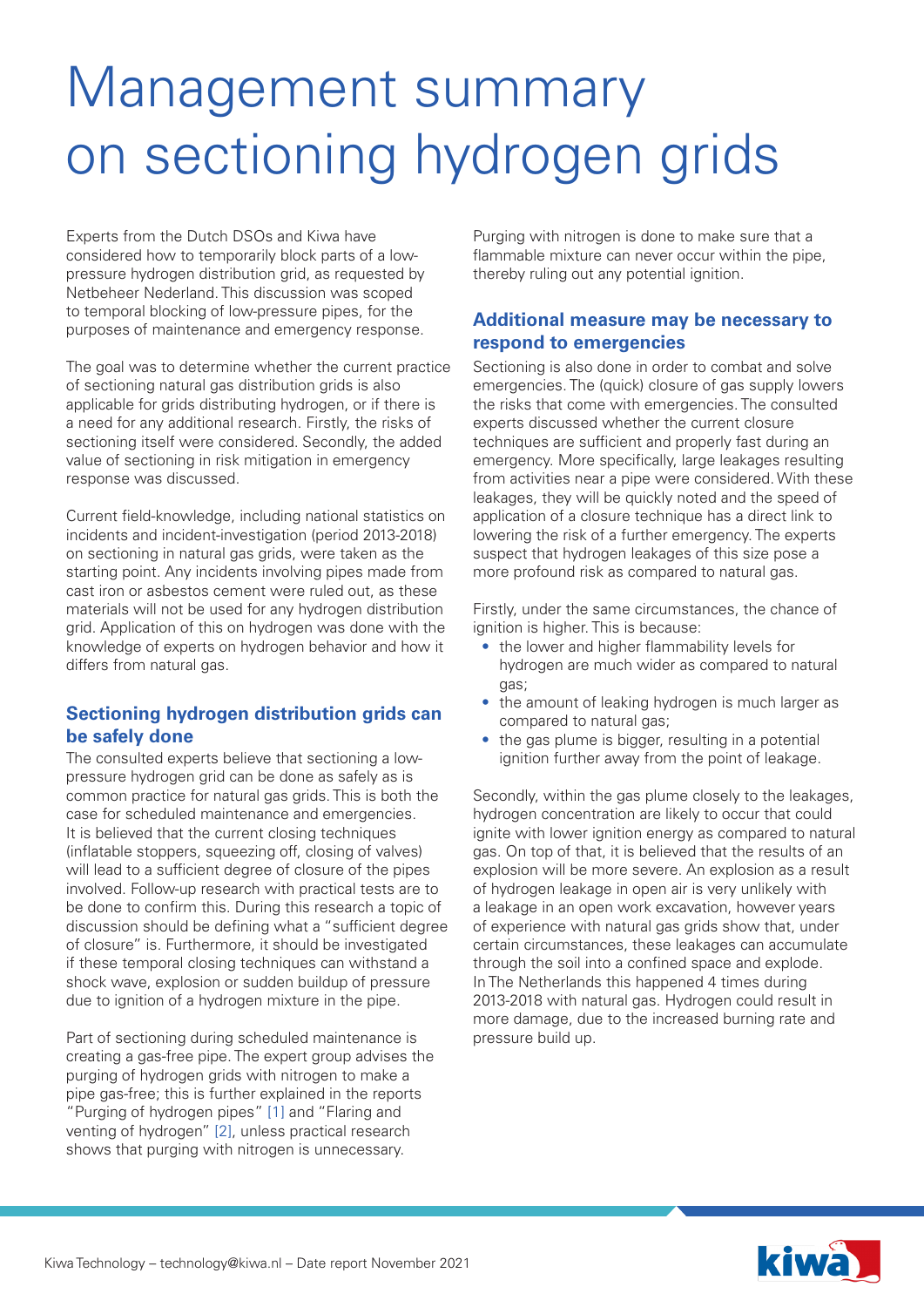# Management summary on sectioning hydrogen grids

Experts from the Dutch DSOs and Kiwa have considered how to temporarily block parts of a low-pressure hydrogen distribution grid, as requested by Netbeheer Nederland. This discussion was scoped to temporal blocking of low-pressure pipes, for the purposes of maintenance and emergency response.

The goal was to determine whether the current practice of sectioning natural gas distribution grids is also applicable for grids distributing hydrogen, or if there is a need for any additional research. Firstly, the risks of sectioning itself were considered. Secondly, the added value of sectioning in risk mitigation in emergency response was discussed.

Current field-knowledge, including national statistics on incidents and incident-investigation (period 2013-2018) on sectioning in natural gas grids, were taken as the starting point. Any incidents involving pipes made from cast iron or asbestos cement were ruled out, as these materials will not be used for any hydrogen distribution grid. Application of this on hydrogen was done with the knowledge of experts on hydrogen behavior and how it differs from natural gas.

## Sectioning hydrogen distribution grids can be safely done

The consulted experts believe that sectioning a low-pressure hydrogen grid can be done as safely as is common practice for natural gas grids. This is both the case for scheduled maintenance and emergencies. It is believed that the current closing techniques (inflatable stoppers, squeezing off, closing of valves) will lead to a sufficient degree of closure of the pipes involved. Follow-up research with practical tests are to be done to confirm this. During this research a topic of discussion should be defining what a "sufficient degree of closure" is. Furthermore, it should be investigated if these temporal closing techniques can withstand a shock wave, explosion or sudden buildup of pressure due to ignition of a hydrogen mixture in the pipe.

Part of sectioning during scheduled maintenance is creating a gas-free pipe. The expert group advises the purging of hydrogen grids with nitrogen to make a pipe gas-free; this is further explained in the reports "Purging of hydrogen pipes" [1] and "Flaring and venting of hydrogen" [2], unless practical research shows that purging with nitrogen is unnecessary.

Purging with nitrogen is done to make sure that a flammable mixture can never occur within the pipe, thereby ruling out any potential ignition.

## Additional measure may be necessary to respond to emergencies

Sectioning is also done in order to combat and solve emergencies. The (quick) closure of gas supply lowers the risks that come with emergencies. The consulted experts discussed whether the current closure techniques are sufficient and properly fast during an emergency. More specifically, large leakages resulting from activities near a pipe were considered. With these leakages, they will be quickly noted and the speed of application of a closure technique has a direct link to lowering the risk of a further emergency. The experts suspect that hydrogen leakages of this size pose a more profound risk as compared to natural gas.

Firstly, under the same circumstances, the chance of ignition is higher. This is because:

- the lower and higher flammability levels for hydrogen are much wider as compared to natural gas;
- the amount of leaking hydrogen is much larger as compared to natural gas;
- the gas plume is bigger, resulting in a potential ignition further away from the point of leakage.

Secondly, within the gas plume closely to the leakages, hydrogen concentration are likely to occur that could ignite with lower ignition energy as compared to natural gas. On top of that, it is believed that the results of an explosion will be more severe. An explosion as a result of hydrogen leakage in open air is very unlikely with a leakage in an open work excavation, however years of experience with natural gas grids show that, under certain circumstances, these leakages can accumulate through the soil into a confined space and explode. In The Netherlands this happened 4 times during 2013-2018 with natural gas. Hydrogen could result in more damage, due to the increased burning rate and pressure build up.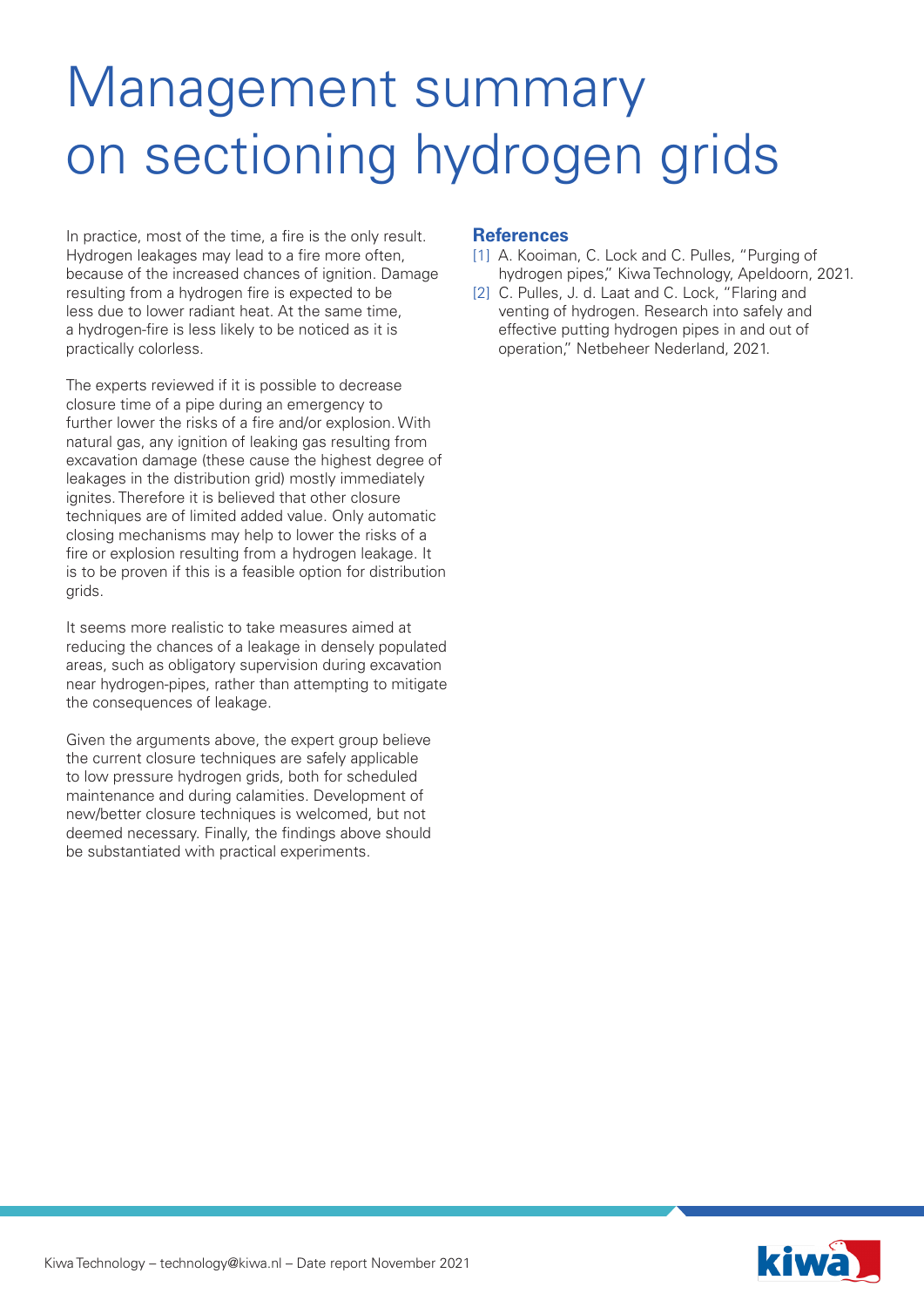# Management summary on sectioning hydrogen grids

In practice, most of the time, a fire is the only result. Hydrogen leakages may lead to a fire more often, because of the increased chances of ignition. Damage resulting from a hydrogen fire is expected to be less due to lower radiant heat. At the same time, a hydrogen-fire is less likely to be noticed as it is practically colorless.

The experts reviewed if it is possible to decrease closure time of a pipe during an emergency to further lower the risks of a fire and/or explosion. With natural gas, any ignition of leaking gas resulting from excavation damage (these cause the highest degree of leakages in the distribution grid) mostly immediately ignites. Therefore it is believed that other closure techniques are of limited added value. Only automatic closing mechanisms may help to lower the risks of a fire or explosion resulting from a hydrogen leakage. It is to be proven if this is a feasible option for distribution grids.

It seems more realistic to take measures aimed at reducing the chances of a leakage in densely populated areas, such as obligatory supervision during excavation near hydrogen-pipes, rather than attempting to mitigate the consequences of leakage.

Given the arguments above, the expert group believe the current closure techniques are safely applicable to low pressure hydrogen grids, both for scheduled maintenance and during calamities. Development of new/better closure techniques is welcomed, but not deemed necessary. Finally, the findings above should be substantiated with practical experiments.

## References

[1] A. Kooiman, C. Lock and C. Pulles, "Purging of hydrogen pipes," Kiwa Technology, Apeldoorn, 2021.

[2] C. Pulles, J. d. Laat and C. Lock, "Flaring and venting of hydrogen. Research into safely and effective putting hydrogen pipes in and out of operation," Netbeheer Nederland, 2021.